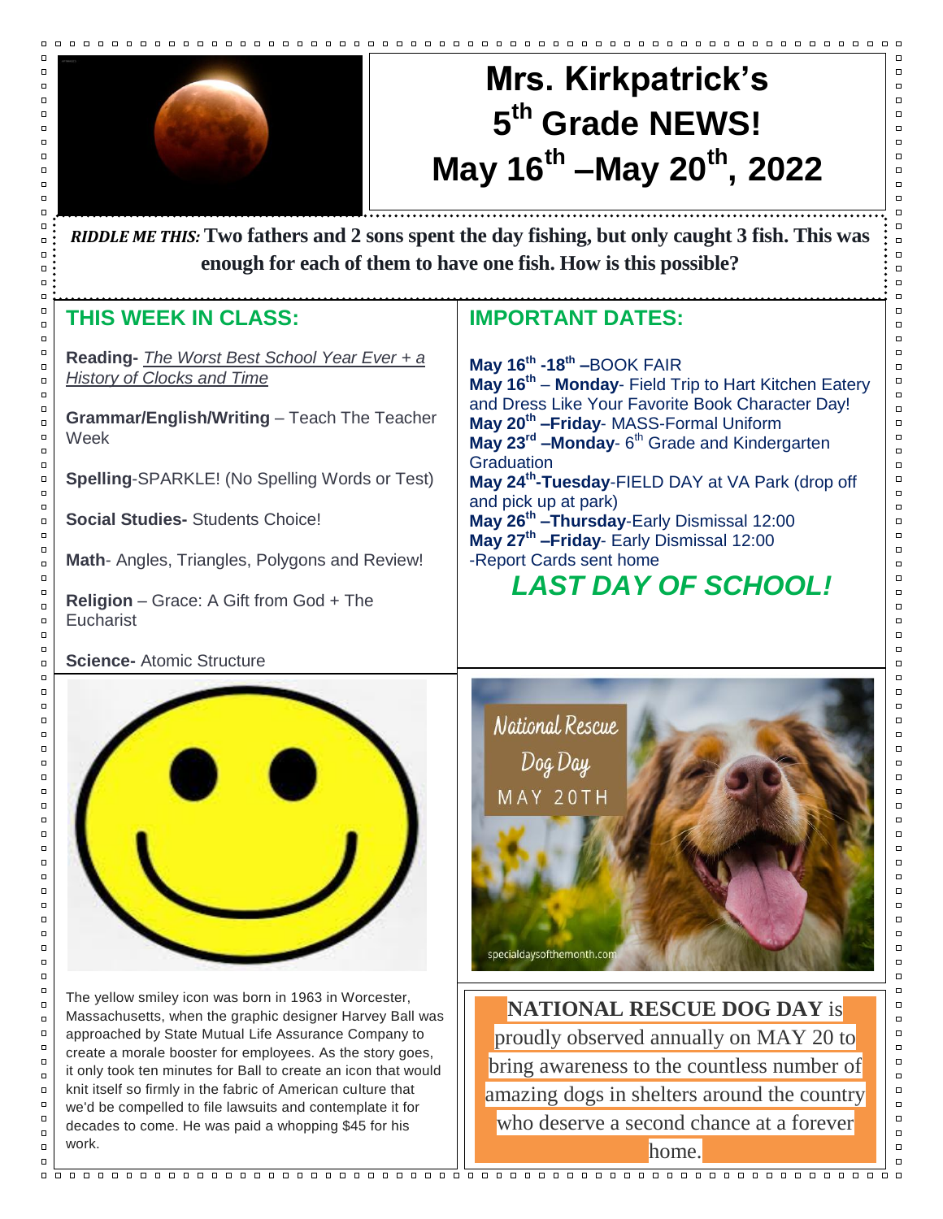# Mrs. Kirkpatrick's 5th Grade NEWS! May 16th –May 20th, 2022

***RIDDLE ME THIS:*** **Two fathers and 2 sons spent the day fishing, but only caught 3 fish. This was enough for each of them to have one fish. How is this possible?**

## THIS WEEK IN CLASS:

**Reading-** *The Worst Best School Year Ever + a History of Clocks and Time*

**Grammar/English/Writing** – Teach The Teacher Week

**Spelling**-SPARKLE! (No Spelling Words or Test)

**Social Studies-** Students Choice!

**Math**- Angles, Triangles, Polygons and Review!

**Religion** – Grace: A Gift from God + The Eucharist

**Science-** Atomic Structure

## IMPORTANT DATES:

**May 16th -18th –**BOOK FAIR
**May 16th** – **Monday**- Field Trip to Hart Kitchen Eatery and Dress Like Your Favorite Book Character Day!
**May 20th –Friday**- MASS-Formal Uniform
**May 23rd –Monday**- 6th Grade and Kindergarten Graduation
**May 24th-Tuesday**-FIELD DAY at VA Park (drop off and pick up at park)
**May 26th –Thursday**-Early Dismissal 12:00
**May 27th –Friday**- Early Dismissal 12:00
-Report Cards sent home

***LAST DAY OF SCHOOL!***

The yellow smiley icon was born in 1963 in Worcester, Massachusetts, when the graphic designer Harvey Ball was approached by State Mutual Life Assurance Company to create a morale booster for employees. As the story goes, it only took ten minutes for Ball to create an icon that would knit itself so firmly in the fabric of American culture that we'd be compelled to file lawsuits and contemplate it for decades to come. He was paid a whopping $45 for his work.

National Rescue Dog Day
MAY 20TH

specialdaysofthemonth.com

**NATIONAL RESCUE DOG DAY** is proudly observed annually on MAY 20 to bring awareness to the countless number of amazing dogs in shelters around the country who deserve a second chance at a forever home.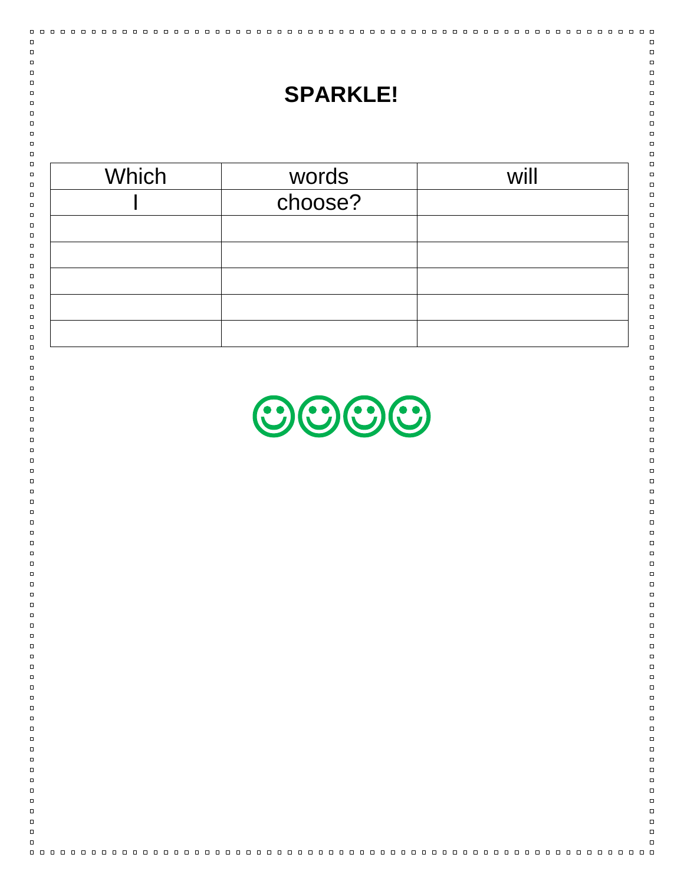# SPARKLE!

| | | |
|---|---|---|
| Which | words | will |
| I | choose? | |
| | | |
| | | |
| | | |
| | | |
| | | |

☺☺☺☺